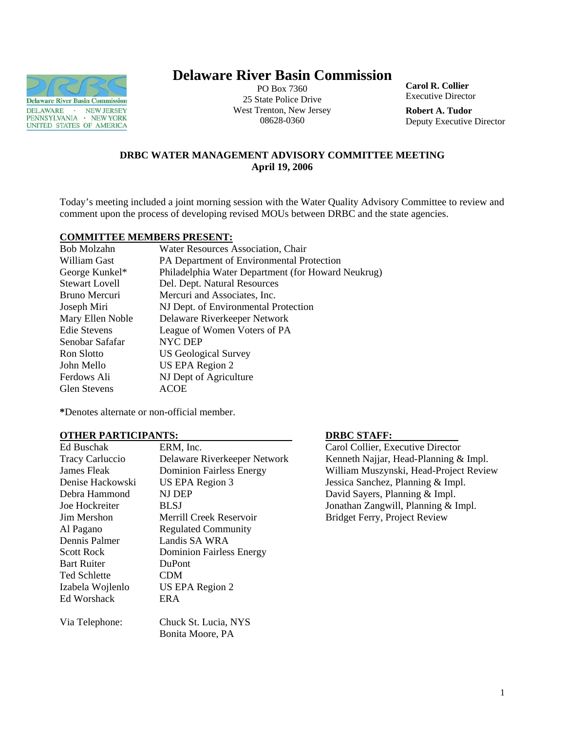# Delaware River Basin Commission

PO Box 7360
25 State Police Drive
West Trenton, New Jersey
08628-0360

**Carol R. Collier**
Executive Director

**Robert A. Tudor**
Deputy Executive Director

## DRBC WATER MANAGEMENT ADVISORY COMMITTEE MEETING
## April 19, 2006

Today's meeting included a joint morning session with the Water Quality Advisory Committee to review and comment upon the process of developing revised MOUs between DRBC and the state agencies.

### COMMITTEE MEMBERS PRESENT:

| | |
|---|---|
| Bob Molzahn | Water Resources Association, Chair |
| William Gast | PA Department of Environmental Protection |
| George Kunkel* | Philadelphia Water Department (for Howard Neukrug) |
| Stewart Lovell | Del. Dept. Natural Resources |
| Bruno Mercuri | Mercuri and Associates, Inc. |
| Joseph Miri | NJ Dept. of Environmental Protection |
| Mary Ellen Noble | Delaware Riverkeeper Network |
| Edie Stevens | League of Women Voters of PA |
| Senobar Safafar | NYC DEP |
| Ron Slotto | US Geological Survey |
| John Mello | US EPA Region 2 |
| Ferdows Ali | NJ Dept of Agriculture |
| Glen Stevens | ACOE |

**\***Denotes alternate or non-official member.

### OTHER PARTICIPANTS:

| | |
|---|---|
| Ed Buschak | ERM, Inc. |
| Tracy Carluccio | Delaware Riverkeeper Network |
| James Fleak | Dominion Fairless Energy |
| Denise Hackowski | US EPA Region 3 |
| Debra Hammond | NJ DEP |
| Joe Hockreiter | BLSJ |
| Jim Mershon | Merrill Creek Reservoir |
| Al Pagano | Regulated Community |
| Dennis Palmer | Landis SA WRA |
| Scott Rock | Dominion Fairless Energy |
| Bart Ruiter | DuPont |
| Ted Schlette | CDM |
| Izabela Wojlenlo | US EPA Region 2 |
| Ed Worshack | ERA |
| Via Telephone: | Chuck St. Lucia, NYS |
| | Bonita Moore, PA |

### DRBC STAFF:

Carol Collier, Executive Director
Kenneth Najjar, Head-Planning & Impl.
William Muszynski, Head-Project Review
Jessica Sanchez, Planning & Impl.
David Sayers, Planning & Impl.
Jonathan Zangwill, Planning & Impl.
Bridget Ferry, Project Review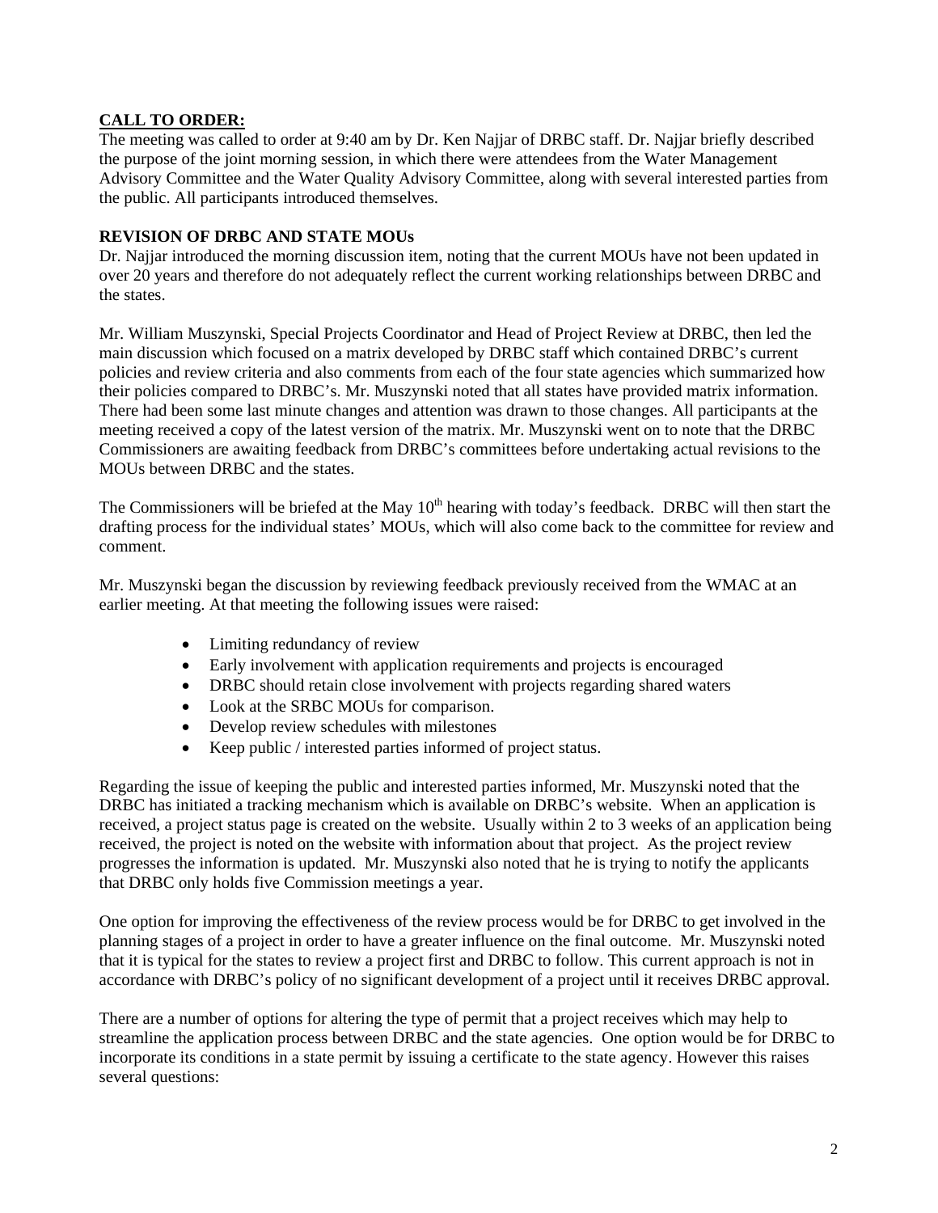## CALL TO ORDER:

The meeting was called to order at 9:40 am by Dr. Ken Najjar of DRBC staff. Dr. Najjar briefly described the purpose of the joint morning session, in which there were attendees from the Water Management Advisory Committee and the Water Quality Advisory Committee, along with several interested parties from the public. All participants introduced themselves.

## REVISION OF DRBC AND STATE MOUs

Dr. Najjar introduced the morning discussion item, noting that the current MOUs have not been updated in over 20 years and therefore do not adequately reflect the current working relationships between DRBC and the states.

Mr. William Muszynski, Special Projects Coordinator and Head of Project Review at DRBC, then led the main discussion which focused on a matrix developed by DRBC staff which contained DRBC's current policies and review criteria and also comments from each of the four state agencies which summarized how their policies compared to DRBC's. Mr. Muszynski noted that all states have provided matrix information. There had been some last minute changes and attention was drawn to those changes. All participants at the meeting received a copy of the latest version of the matrix. Mr. Muszynski went on to note that the DRBC Commissioners are awaiting feedback from DRBC's committees before undertaking actual revisions to the MOUs between DRBC and the states.

The Commissioners will be briefed at the May 10th hearing with today's feedback. DRBC will then start the drafting process for the individual states' MOUs, which will also come back to the committee for review and comment.

Mr. Muszynski began the discussion by reviewing feedback previously received from the WMAC at an earlier meeting. At that meeting the following issues were raised:

- Limiting redundancy of review
- Early involvement with application requirements and projects is encouraged
- DRBC should retain close involvement with projects regarding shared waters
- Look at the SRBC MOUs for comparison.
- Develop review schedules with milestones
- Keep public / interested parties informed of project status.

Regarding the issue of keeping the public and interested parties informed, Mr. Muszynski noted that the DRBC has initiated a tracking mechanism which is available on DRBC's website. When an application is received, a project status page is created on the website. Usually within 2 to 3 weeks of an application being received, the project is noted on the website with information about that project. As the project review progresses the information is updated. Mr. Muszynski also noted that he is trying to notify the applicants that DRBC only holds five Commission meetings a year.

One option for improving the effectiveness of the review process would be for DRBC to get involved in the planning stages of a project in order to have a greater influence on the final outcome. Mr. Muszynski noted that it is typical for the states to review a project first and DRBC to follow. This current approach is not in accordance with DRBC's policy of no significant development of a project until it receives DRBC approval.

There are a number of options for altering the type of permit that a project receives which may help to streamline the application process between DRBC and the state agencies. One option would be for DRBC to incorporate its conditions in a state permit by issuing a certificate to the state agency. However this raises several questions: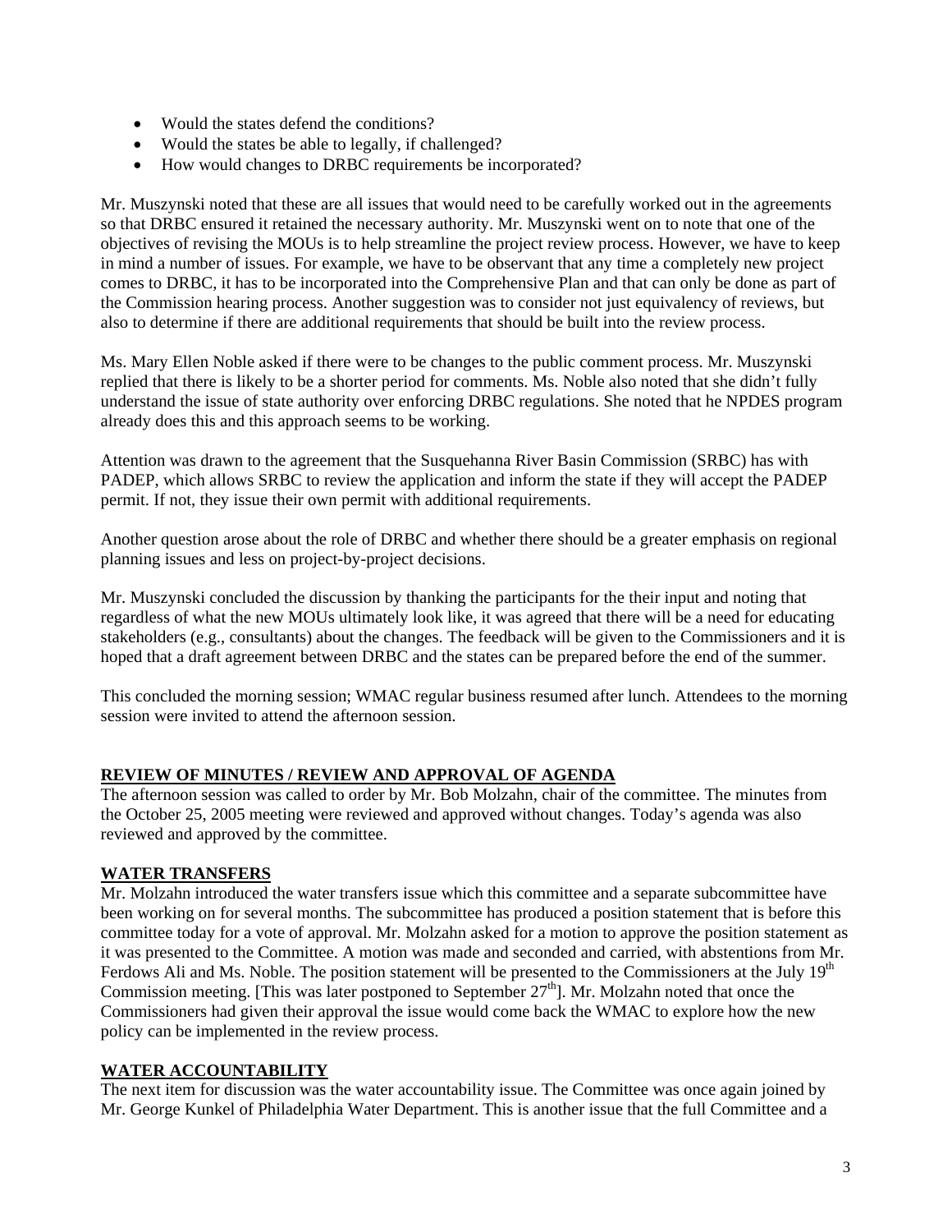- Would the states defend the conditions?
- Would the states be able to legally, if challenged?
- How would changes to DRBC requirements be incorporated?

Mr. Muszynski noted that these are all issues that would need to be carefully worked out in the agreements so that DRBC ensured it retained the necessary authority. Mr. Muszynski went on to note that one of the objectives of revising the MOUs is to help streamline the project review process. However, we have to keep in mind a number of issues. For example, we have to be observant that any time a completely new project comes to DRBC, it has to be incorporated into the Comprehensive Plan and that can only be done as part of the Commission hearing process. Another suggestion was to consider not just equivalency of reviews, but also to determine if there are additional requirements that should be built into the review process.

Ms. Mary Ellen Noble asked if there were to be changes to the public comment process. Mr. Muszynski replied that there is likely to be a shorter period for comments. Ms. Noble also noted that she didn't fully understand the issue of state authority over enforcing DRBC regulations. She noted that he NPDES program already does this and this approach seems to be working.

Attention was drawn to the agreement that the Susquehanna River Basin Commission (SRBC) has with PADEP, which allows SRBC to review the application and inform the state if they will accept the PADEP permit. If not, they issue their own permit with additional requirements.

Another question arose about the role of DRBC and whether there should be a greater emphasis on regional planning issues and less on project-by-project decisions.

Mr. Muszynski concluded the discussion by thanking the participants for the their input and noting that regardless of what the new MOUs ultimately look like, it was agreed that there will be a need for educating stakeholders (e.g., consultants) about the changes. The feedback will be given to the Commissioners and it is hoped that a draft agreement between DRBC and the states can be prepared before the end of the summer.

This concluded the morning session; WMAC regular business resumed after lunch. Attendees to the morning session were invited to attend the afternoon session.

## REVIEW OF MINUTES / REVIEW AND APPROVAL OF AGENDA

The afternoon session was called to order by Mr. Bob Molzahn, chair of the committee. The minutes from the October 25, 2005 meeting were reviewed and approved without changes. Today's agenda was also reviewed and approved by the committee.

## WATER TRANSFERS

Mr. Molzahn introduced the water transfers issue which this committee and a separate subcommittee have been working on for several months. The subcommittee has produced a position statement that is before this committee today for a vote of approval. Mr. Molzahn asked for a motion to approve the position statement as it was presented to the Committee. A motion was made and seconded and carried, with abstentions from Mr. Ferdows Ali and Ms. Noble. The position statement will be presented to the Commissioners at the July 19th Commission meeting. [This was later postponed to September 27th]. Mr. Molzahn noted that once the Commissioners had given their approval the issue would come back the WMAC to explore how the new policy can be implemented in the review process.

## WATER ACCOUNTABILITY

The next item for discussion was the water accountability issue. The Committee was once again joined by Mr. George Kunkel of Philadelphia Water Department. This is another issue that the full Committee and a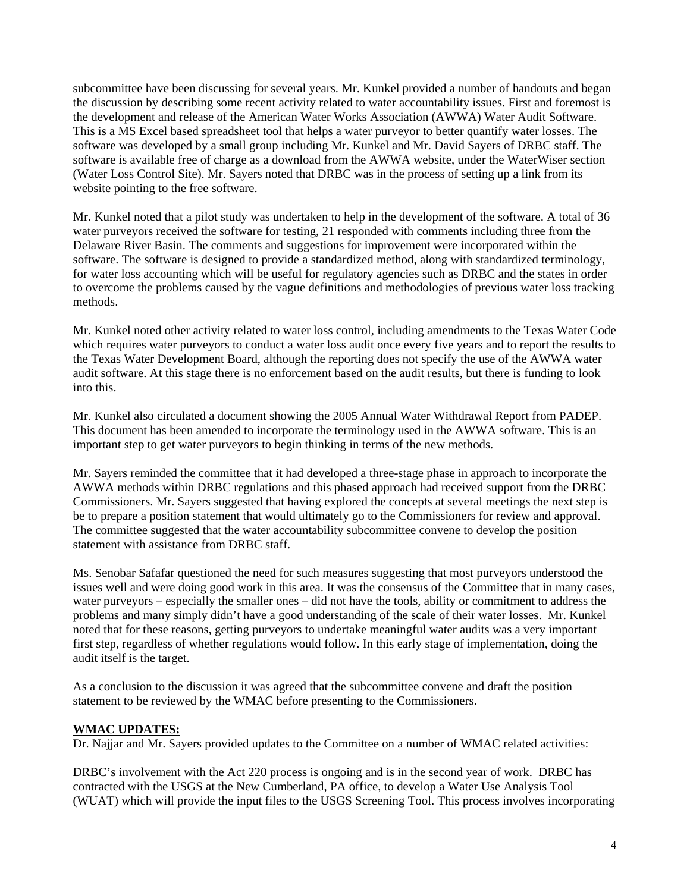subcommittee have been discussing for several years. Mr. Kunkel provided a number of handouts and began the discussion by describing some recent activity related to water accountability issues. First and foremost is the development and release of the American Water Works Association (AWWA) Water Audit Software. This is a MS Excel based spreadsheet tool that helps a water purveyor to better quantify water losses. The software was developed by a small group including Mr. Kunkel and Mr. David Sayers of DRBC staff. The software is available free of charge as a download from the AWWA website, under the WaterWiser section (Water Loss Control Site). Mr. Sayers noted that DRBC was in the process of setting up a link from its website pointing to the free software.

Mr. Kunkel noted that a pilot study was undertaken to help in the development of the software. A total of 36 water purveyors received the software for testing, 21 responded with comments including three from the Delaware River Basin. The comments and suggestions for improvement were incorporated within the software. The software is designed to provide a standardized method, along with standardized terminology, for water loss accounting which will be useful for regulatory agencies such as DRBC and the states in order to overcome the problems caused by the vague definitions and methodologies of previous water loss tracking methods.

Mr. Kunkel noted other activity related to water loss control, including amendments to the Texas Water Code which requires water purveyors to conduct a water loss audit once every five years and to report the results to the Texas Water Development Board, although the reporting does not specify the use of the AWWA water audit software. At this stage there is no enforcement based on the audit results, but there is funding to look into this.

Mr. Kunkel also circulated a document showing the 2005 Annual Water Withdrawal Report from PADEP. This document has been amended to incorporate the terminology used in the AWWA software. This is an important step to get water purveyors to begin thinking in terms of the new methods.

Mr. Sayers reminded the committee that it had developed a three-stage phase in approach to incorporate the AWWA methods within DRBC regulations and this phased approach had received support from the DRBC Commissioners. Mr. Sayers suggested that having explored the concepts at several meetings the next step is be to prepare a position statement that would ultimately go to the Commissioners for review and approval. The committee suggested that the water accountability subcommittee convene to develop the position statement with assistance from DRBC staff.

Ms. Senobar Safafar questioned the need for such measures suggesting that most purveyors understood the issues well and were doing good work in this area. It was the consensus of the Committee that in many cases, water purveyors – especially the smaller ones – did not have the tools, ability or commitment to address the problems and many simply didn't have a good understanding of the scale of their water losses. Mr. Kunkel noted that for these reasons, getting purveyors to undertake meaningful water audits was a very important first step, regardless of whether regulations would follow. In this early stage of implementation, doing the audit itself is the target.

As a conclusion to the discussion it was agreed that the subcommittee convene and draft the position statement to be reviewed by the WMAC before presenting to the Commissioners.

**WMAC UPDATES:**

Dr. Najjar and Mr. Sayers provided updates to the Committee on a number of WMAC related activities:

DRBC's involvement with the Act 220 process is ongoing and is in the second year of work. DRBC has contracted with the USGS at the New Cumberland, PA office, to develop a Water Use Analysis Tool (WUAT) which will provide the input files to the USGS Screening Tool. This process involves incorporating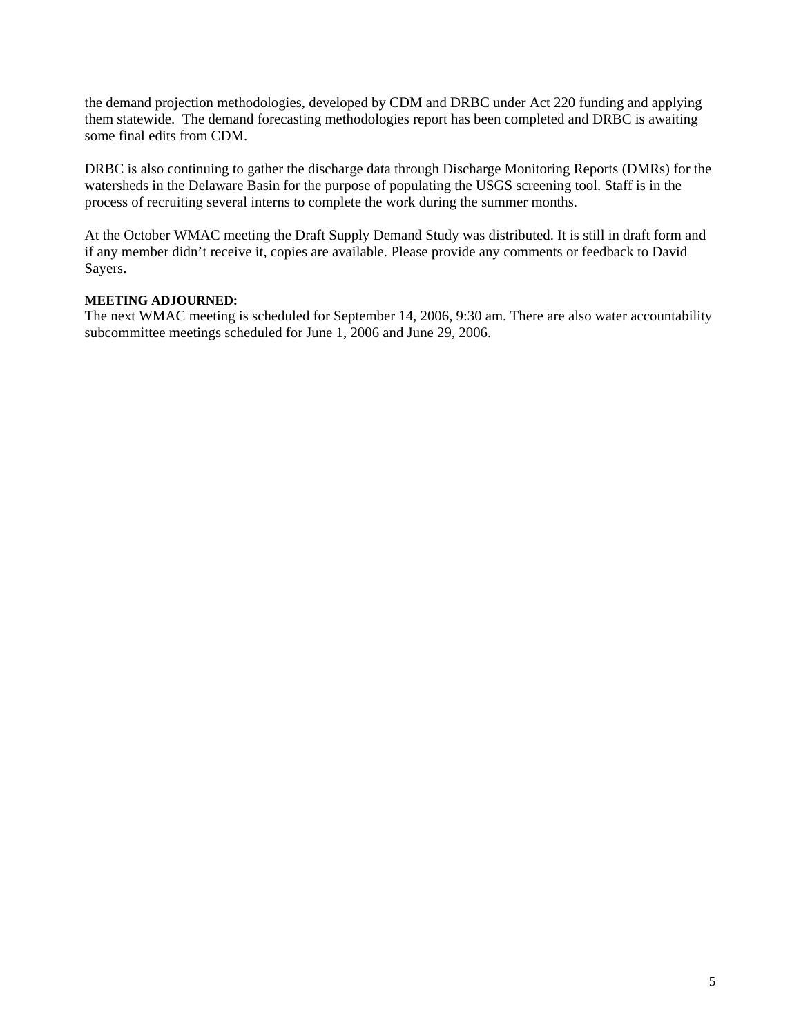the demand projection methodologies, developed by CDM and DRBC under Act 220 funding and applying them statewide. The demand forecasting methodologies report has been completed and DRBC is awaiting some final edits from CDM.

DRBC is also continuing to gather the discharge data through Discharge Monitoring Reports (DMRs) for the watersheds in the Delaware Basin for the purpose of populating the USGS screening tool. Staff is in the process of recruiting several interns to complete the work during the summer months.

At the October WMAC meeting the Draft Supply Demand Study was distributed. It is still in draft form and if any member didn't receive it, copies are available. Please provide any comments or feedback to David Sayers.

**MEETING ADJOURNED:**

The next WMAC meeting is scheduled for September 14, 2006, 9:30 am. There are also water accountability subcommittee meetings scheduled for June 1, 2006 and June 29, 2006.